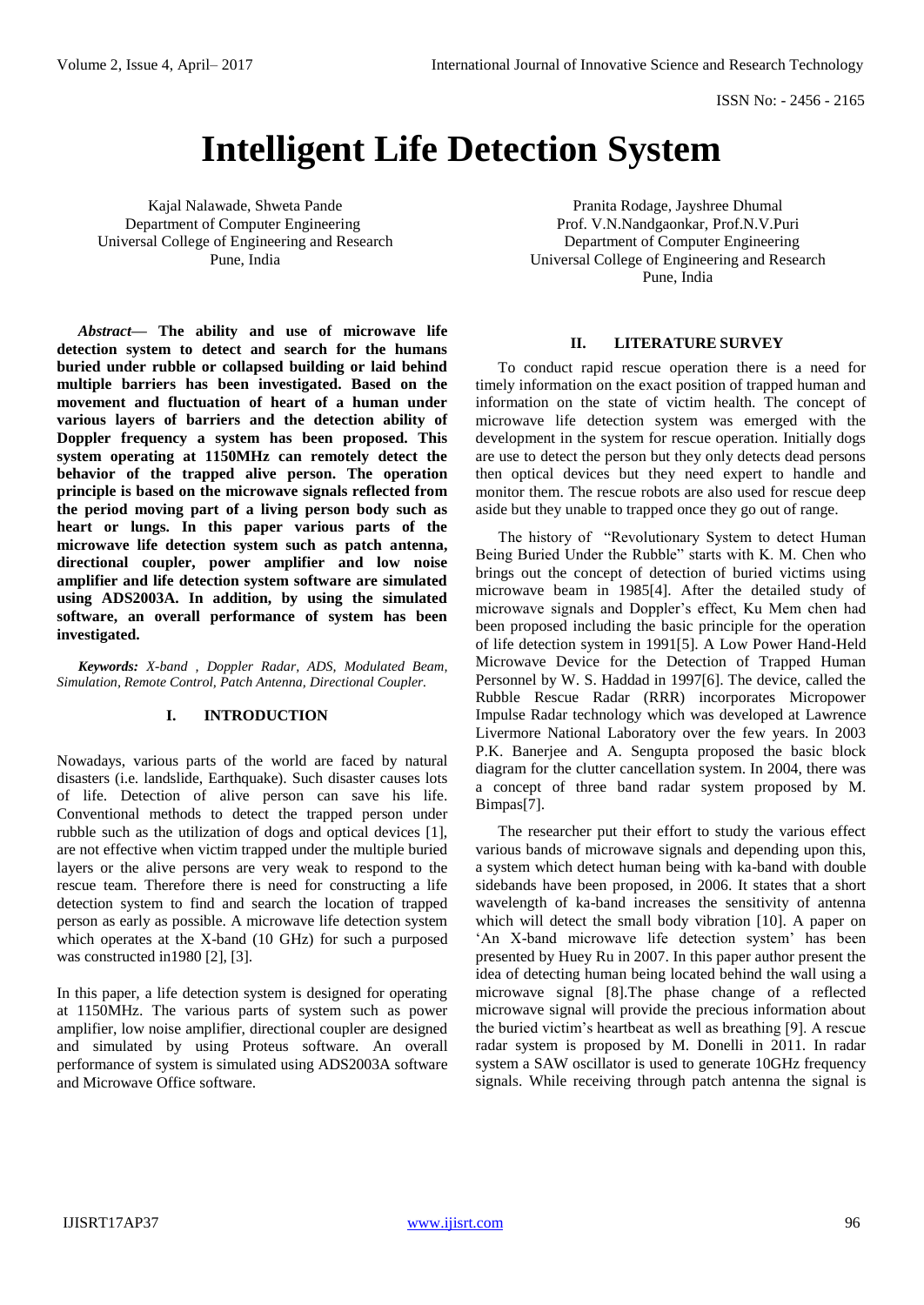# Intelligent Life Detection System

Kajal Nalawade, Shweta Pande
Department of Computer Engineering
Universal College of Engineering and Research
Pune, India

Pranita Rodage, Jayshree Dhumal
Prof. V.N.Nandgaonkar, Prof.N.V.Puri
Department of Computer Engineering
Universal College of Engineering and Research
Pune, India

***Abstract*— The ability and use of microwave life detection system to detect and search for the humans buried under rubble or collapsed building or laid behind multiple barriers has been investigated. Based on the movement and fluctuation of heart of a human under various layers of barriers and the detection ability of Doppler frequency a system has been proposed. This system operating at 1150MHz can remotely detect the behavior of the trapped alive person. The operation principle is based on the microwave signals reflected from the period moving part of a living person body such as heart or lungs. In this paper various parts of the microwave life detection system such as patch antenna, directional coupler, power amplifier and low noise amplifier and life detection system software are simulated using ADS2003A. In addition, by using the simulated software, an overall performance of system has been investigated.**

***Keywords:*** *X-band , Doppler Radar, ADS, Modulated Beam, Simulation, Remote Control, Patch Antenna, Directional Coupler.*

## I. INTRODUCTION

Nowadays, various parts of the world are faced by natural disasters (i.e. landslide, Earthquake). Such disaster causes lots of life. Detection of alive person can save his life. Conventional methods to detect the trapped person under rubble such as the utilization of dogs and optical devices [1], are not effective when victim trapped under the multiple buried layers or the alive persons are very weak to respond to the rescue team. Therefore there is need for constructing a life detection system to find and search the location of trapped person as early as possible. A microwave life detection system which operates at the X-band (10 GHz) for such a purposed was constructed in1980 [2], [3].

In this paper, a life detection system is designed for operating at 1150MHz. The various parts of system such as power amplifier, low noise amplifier, directional coupler are designed and simulated by using Proteus software. An overall performance of system is simulated using ADS2003A software and Microwave Office software.

## II. LITERATURE SURVEY

To conduct rapid rescue operation there is a need for timely information on the exact position of trapped human and information on the state of victim health. The concept of microwave life detection system was emerged with the development in the system for rescue operation. Initially dogs are use to detect the person but they only detects dead persons then optical devices but they need expert to handle and monitor them. The rescue robots are also used for rescue deep aside but they unable to trapped once they go out of range.

The history of "Revolutionary System to detect Human Being Buried Under the Rubble" starts with K. M. Chen who brings out the concept of detection of buried victims using microwave beam in 1985[4]. After the detailed study of microwave signals and Doppler's effect, Ku Mem chen had been proposed including the basic principle for the operation of life detection system in 1991[5]. A Low Power Hand-Held Microwave Device for the Detection of Trapped Human Personnel by W. S. Haddad in 1997[6]. The device, called the Rubble Rescue Radar (RRR) incorporates Micropower Impulse Radar technology which was developed at Lawrence Livermore National Laboratory over the few years. In 2003 P.K. Banerjee and A. Sengupta proposed the basic block diagram for the clutter cancellation system. In 2004, there was a concept of three band radar system proposed by M. Bimpas[7].

The researcher put their effort to study the various effect various bands of microwave signals and depending upon this, a system which detect human being with ka-band with double sidebands have been proposed, in 2006. It states that a short wavelength of ka-band increases the sensitivity of antenna which will detect the small body vibration [10]. A paper on 'An X-band microwave life detection system' has been presented by Huey Ru in 2007. In this paper author present the idea of detecting human being located behind the wall using a microwave signal [8].The phase change of a reflected microwave signal will provide the precious information about the buried victim's heartbeat as well as breathing [9]. A rescue radar system is proposed by M. Donelli in 2011. In radar system a SAW oscillator is used to generate 10GHz frequency signals. While receiving through patch antenna the signal is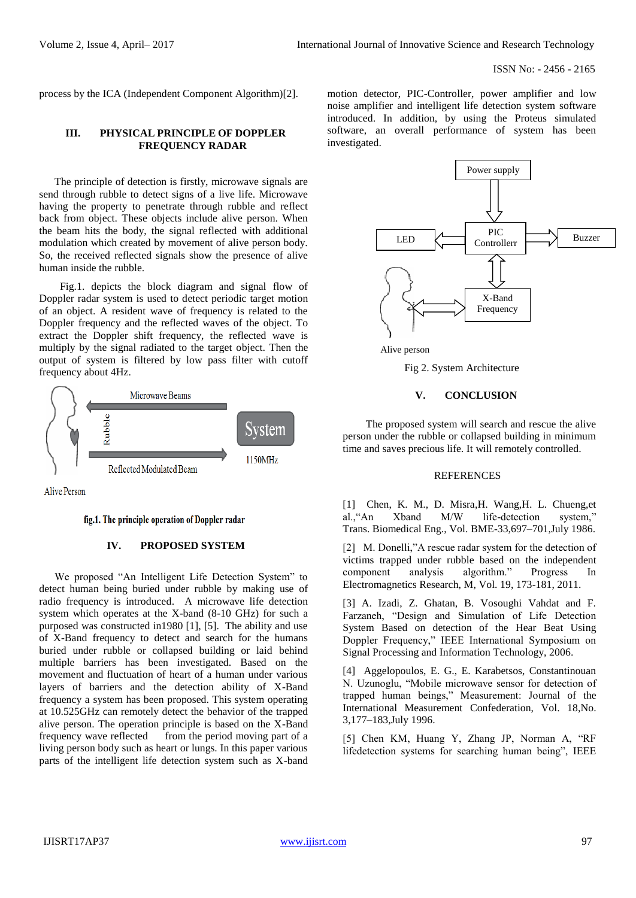process by the ICA (Independent Component Algorithm)[2].

## III. PHYSICAL PRINCIPLE OF DOPPLER FREQUENCY RADAR

The principle of detection is firstly, microwave signals are send through rubble to detect signs of a live life. Microwave having the property to penetrate through rubble and reflect back from object. These objects include alive person. When the beam hits the body, the signal reflected with additional modulation which created by movement of alive person body. So, the received reflected signals show the presence of alive human inside the rubble.

Fig.1. depicts the block diagram and signal flow of Doppler radar system is used to detect periodic target motion of an object. A resident wave of frequency is related to the Doppler frequency and the reflected waves of the object. To extract the Doppler shift frequency, the reflected wave is multiply by the signal radiated to the target object. Then the output of system is filtered by low pass filter with cutoff frequency about 4Hz.

Microwave Beams

Rubble

System

1150MHz

Reflected Modulated Beam

Alive Person

fig.1. The principle operation of Doppler radar

## IV. PROPOSED SYSTEM

We proposed "An Intelligent Life Detection System" to detect human being buried under rubble by making use of radio frequency is introduced. A microwave life detection system which operates at the X-band (8-10 GHz) for such a purposed was constructed in1980 [1], [5]. The ability and use of X-Band frequency to detect and search for the humans buried under rubble or collapsed building or laid behind multiple barriers has been investigated. Based on the movement and fluctuation of heart of a human under various layers of barriers and the detection ability of X-Band frequency a system has been proposed. This system operating at 10.525GHz can remotely detect the behavior of the trapped alive person. The operation principle is based on the X-Band frequency wave reflected from the period moving part of a living person body such as heart or lungs. In this paper various parts of the intelligent life detection system such as X-band motion detector, PIC-Controller, power amplifier and low noise amplifier and intelligent life detection system software introduced. In addition, by using the Proteus simulated software, an overall performance of system has been investigated.

Power supply

LED

PIC Controllerr

Buzzer

X-Band Frequency

Alive person

Fig 2. System Architecture

## V. CONCLUSION

The proposed system will search and rescue the alive person under the rubble or collapsed building in minimum time and saves precious life. It will remotely controlled.

## REFERENCES

[1] Chen, K. M., D. Misra,H. Wang,H. L. Chueng,et al.,"An Xband M/W life-detection system," Trans. Biomedical Eng., Vol. BME-33,697–701,July 1986.

[2] M. Donelli,"A rescue radar system for the detection of victims trapped under rubble based on the independent component analysis algorithm." Progress In Electromagnetics Research, M, Vol. 19, 173-181, 2011.

[3] A. Izadi, Z. Ghatan, B. Vosoughi Vahdat and F. Farzaneh, "Design and Simulation of Life Detection System Based on detection of the Hear Beat Using Doppler Frequency," IEEE International Symposium on Signal Processing and Information Technology, 2006.

[4] Aggelopoulos, E. G., E. Karabetsos, Constantinouan N. Uzunoglu, "Mobile microwave sensor for detection of trapped human beings," Measurement: Journal of the International Measurement Confederation, Vol. 18,No. 3,177–183,July 1996.

[5] Chen KM, Huang Y, Zhang JP, Norman A, "RF lifedetection systems for searching human being", IEEE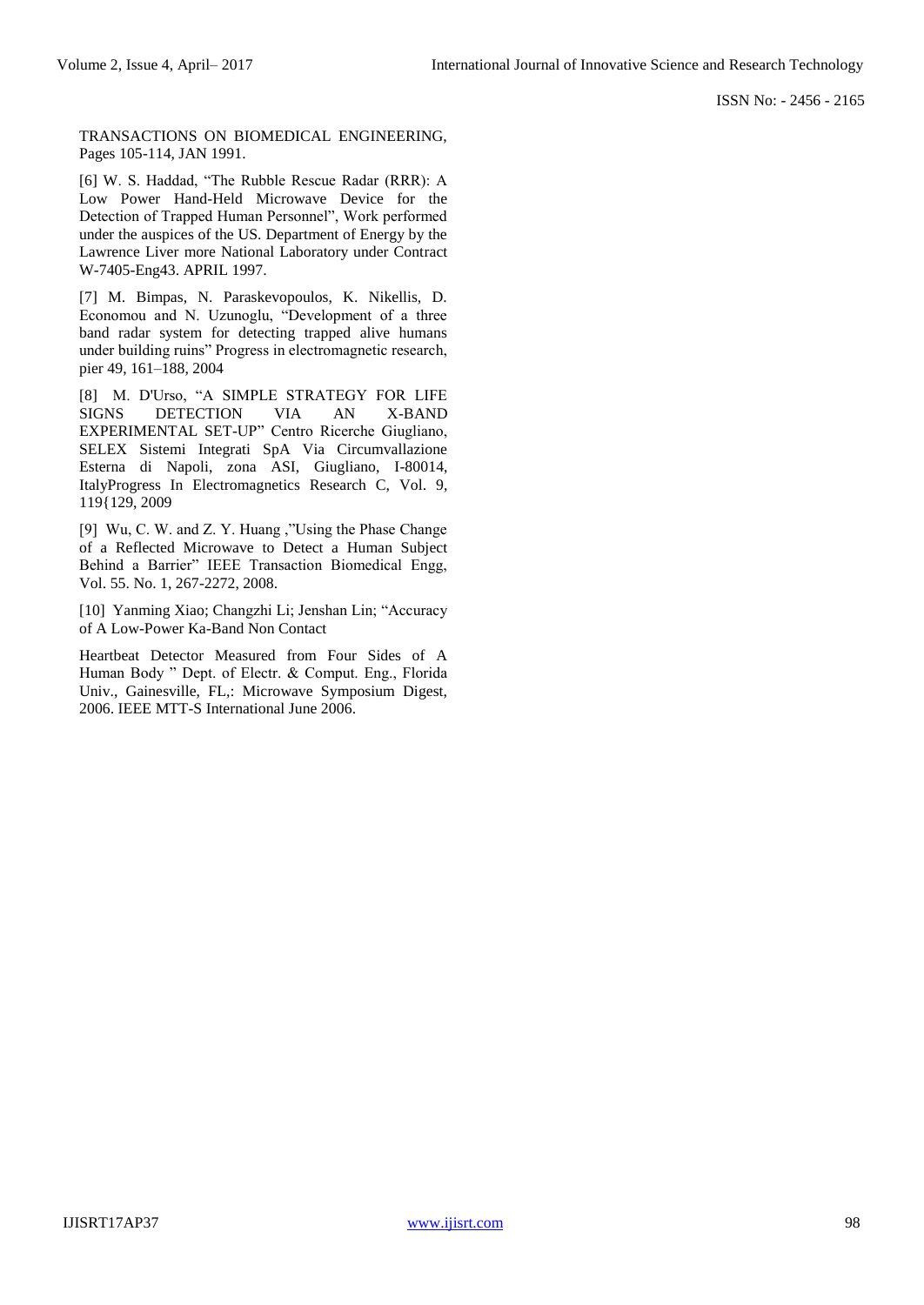TRANSACTIONS ON BIOMEDICAL ENGINEERING, Pages 105-114, JAN 1991.

[6] W. S. Haddad, "The Rubble Rescue Radar (RRR): A Low Power Hand-Held Microwave Device for the Detection of Trapped Human Personnel", Work performed under the auspices of the US. Department of Energy by the Lawrence Liver more National Laboratory under Contract W-7405-Eng43. APRIL 1997.

[7] M. Bimpas, N. Paraskevopoulos, K. Nikellis, D. Economou and N. Uzunoglu, "Development of a three band radar system for detecting trapped alive humans under building ruins" Progress in electromagnetic research, pier 49, 161–188, 2004

[8] M. D'Urso, "A SIMPLE STRATEGY FOR LIFE SIGNS DETECTION VIA AN X-BAND EXPERIMENTAL SET-UP" Centro Ricerche Giugliano, SELEX Sistemi Integrati SpA Via Circumvallazione Esterna di Napoli, zona ASI, Giugliano, I-80014, ItalyProgress In Electromagnetics Research C, Vol. 9, 119{129, 2009

[9] Wu, C. W. and Z. Y. Huang ,"Using the Phase Change of a Reflected Microwave to Detect a Human Subject Behind a Barrier" IEEE Transaction Biomedical Engg, Vol. 55. No. 1, 267-2272, 2008.

[10] Yanming Xiao; Changzhi Li; Jenshan Lin; "Accuracy of A Low-Power Ka-Band Non Contact

Heartbeat Detector Measured from Four Sides of A Human Body " Dept. of Electr. & Comput. Eng., Florida Univ., Gainesville, FL,: Microwave Symposium Digest, 2006. IEEE MTT-S International June 2006.